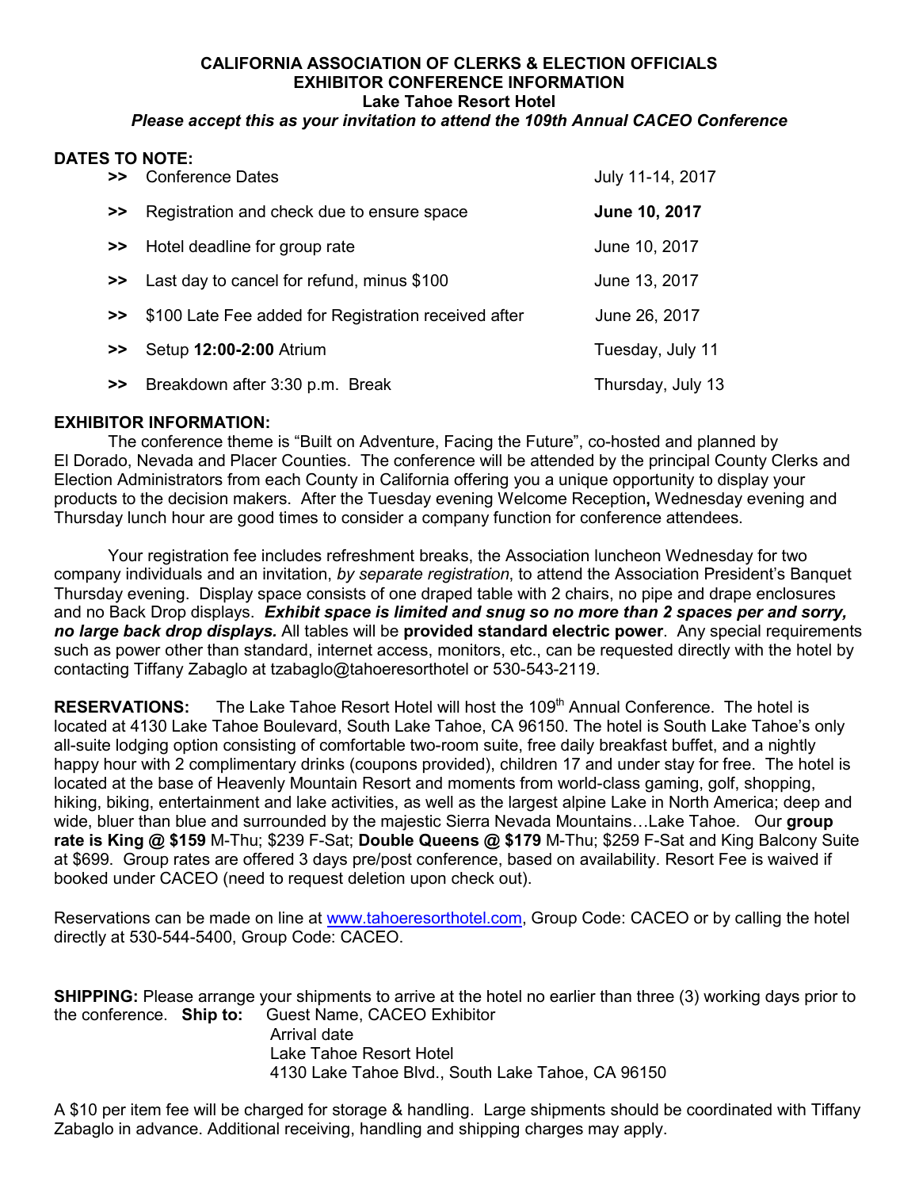# CALIFORNIA ASSOCIATION OF CLERKS & ELECTION OFFICIALS
## EXHIBITOR CONFERENCE INFORMATION
## Lake Tahoe Resort Hotel
***Please accept this as your invitation to attend the 109th Annual CACEO Conference***

**DATES TO NOTE:**

| | | |
|---|---|---|
| >> | Conference Dates | July 11-14, 2017 |
| >> | Registration and check due to ensure space | **June 10, 2017** |
| >> | Hotel deadline for group rate | June 10, 2017 |
| >> | Last day to cancel for refund, minus $100 | June 13, 2017 |
| >> | $100 Late Fee added for Registration received after | June 26, 2017 |
| >> | Setup **12:00-2:00** Atrium | Tuesday, July 11 |
| >> | Breakdown after 3:30 p.m. Break | Thursday, July 13 |

**EXHIBITOR INFORMATION:**

The conference theme is "Built on Adventure, Facing the Future", co-hosted and planned by El Dorado, Nevada and Placer Counties. The conference will be attended by the principal County Clerks and Election Administrators from each County in California offering you a unique opportunity to display your products to the decision makers. After the Tuesday evening Welcome Reception**,** Wednesday evening and Thursday lunch hour are good times to consider a company function for conference attendees.

Your registration fee includes refreshment breaks, the Association luncheon Wednesday for two company individuals and an invitation, *by separate registration*, to attend the Association President's Banquet Thursday evening. Display space consists of one draped table with 2 chairs, no pipe and drape enclosures and no Back Drop displays. ***Exhibit space is limited and snug so no more than 2 spaces per and sorry, no large back drop displays.*** All tables will be **provided standard electric power**. Any special requirements such as power other than standard, internet access, monitors, etc., can be requested directly with the hotel by contacting Tiffany Zabaglo at tzabaglo@tahoeresorthotel or 530-543-2119.

**RESERVATIONS:** The Lake Tahoe Resort Hotel will host the 109th Annual Conference. The hotel is located at 4130 Lake Tahoe Boulevard, South Lake Tahoe, CA 96150. The hotel is South Lake Tahoe's only all-suite lodging option consisting of comfortable two-room suite, free daily breakfast buffet, and a nightly happy hour with 2 complimentary drinks (coupons provided), children 17 and under stay for free. The hotel is located at the base of Heavenly Mountain Resort and moments from world-class gaming, golf, shopping, hiking, biking, entertainment and lake activities, as well as the largest alpine Lake in North America; deep and wide, bluer than blue and surrounded by the majestic Sierra Nevada Mountains…Lake Tahoe. Our **group rate is King @ $159** M-Thu; $239 F-Sat; **Double Queens @ $179** M-Thu; $259 F-Sat and King Balcony Suite at $699. Group rates are offered 3 days pre/post conference, based on availability. Resort Fee is waived if booked under CACEO (need to request deletion upon check out).

Reservations can be made on line at www.tahoeresorthotel.com, Group Code: CACEO or by calling the hotel directly at 530-544-5400, Group Code: CACEO.

**SHIPPING:** Please arrange your shipments to arrive at the hotel no earlier than three (3) working days prior to the conference. **Ship to:**

Guest Name, CACEO Exhibitor
Arrival date
Lake Tahoe Resort Hotel
4130 Lake Tahoe Blvd., South Lake Tahoe, CA 96150

A $10 per item fee will be charged for storage & handling. Large shipments should be coordinated with Tiffany Zabaglo in advance. Additional receiving, handling and shipping charges may apply.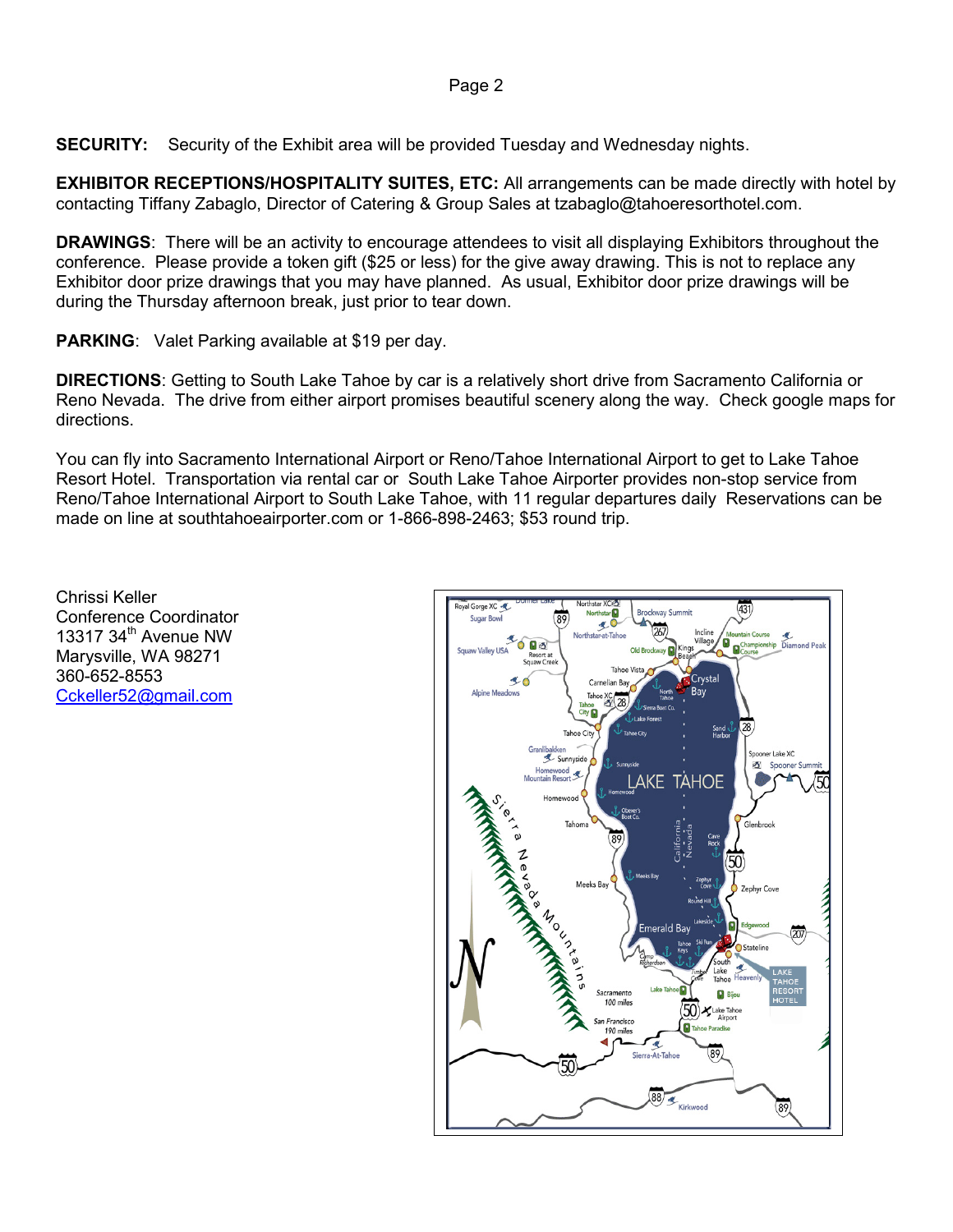**SECURITY:** Security of the Exhibit area will be provided Tuesday and Wednesday nights.

**EXHIBITOR RECEPTIONS/HOSPITALITY SUITES, ETC:** All arrangements can be made directly with hotel by contacting Tiffany Zabaglo, Director of Catering & Group Sales at tzabaglo@tahoeresorthotel.com.

**DRAWINGS**: There will be an activity to encourage attendees to visit all displaying Exhibitors throughout the conference. Please provide a token gift ($25 or less) for the give away drawing. This is not to replace any Exhibitor door prize drawings that you may have planned. As usual, Exhibitor door prize drawings will be during the Thursday afternoon break, just prior to tear down.

**PARKING**: Valet Parking available at $19 per day.

**DIRECTIONS**: Getting to South Lake Tahoe by car is a relatively short drive from Sacramento California or Reno Nevada. The drive from either airport promises beautiful scenery along the way. Check google maps for directions.

You can fly into Sacramento International Airport or Reno/Tahoe International Airport to get to Lake Tahoe Resort Hotel. Transportation via rental car or South Lake Tahoe Airporter provides non-stop service from Reno/Tahoe International Airport to South Lake Tahoe, with 11 regular departures daily Reservations can be made on line at southtahoeairporter.com or 1-866-898-2463; $53 round trip.

Chrissi Keller
Conference Coordinator
13317 34th Avenue NW
Marysville, WA 98271
360-652-8553
Cckeller52@gmail.com

LAKE TAHOE
LAKE TAHOE RESORT HOTEL
Sierra Nevada Mountains
Sacramento 100 miles
San Francisco 190 miles